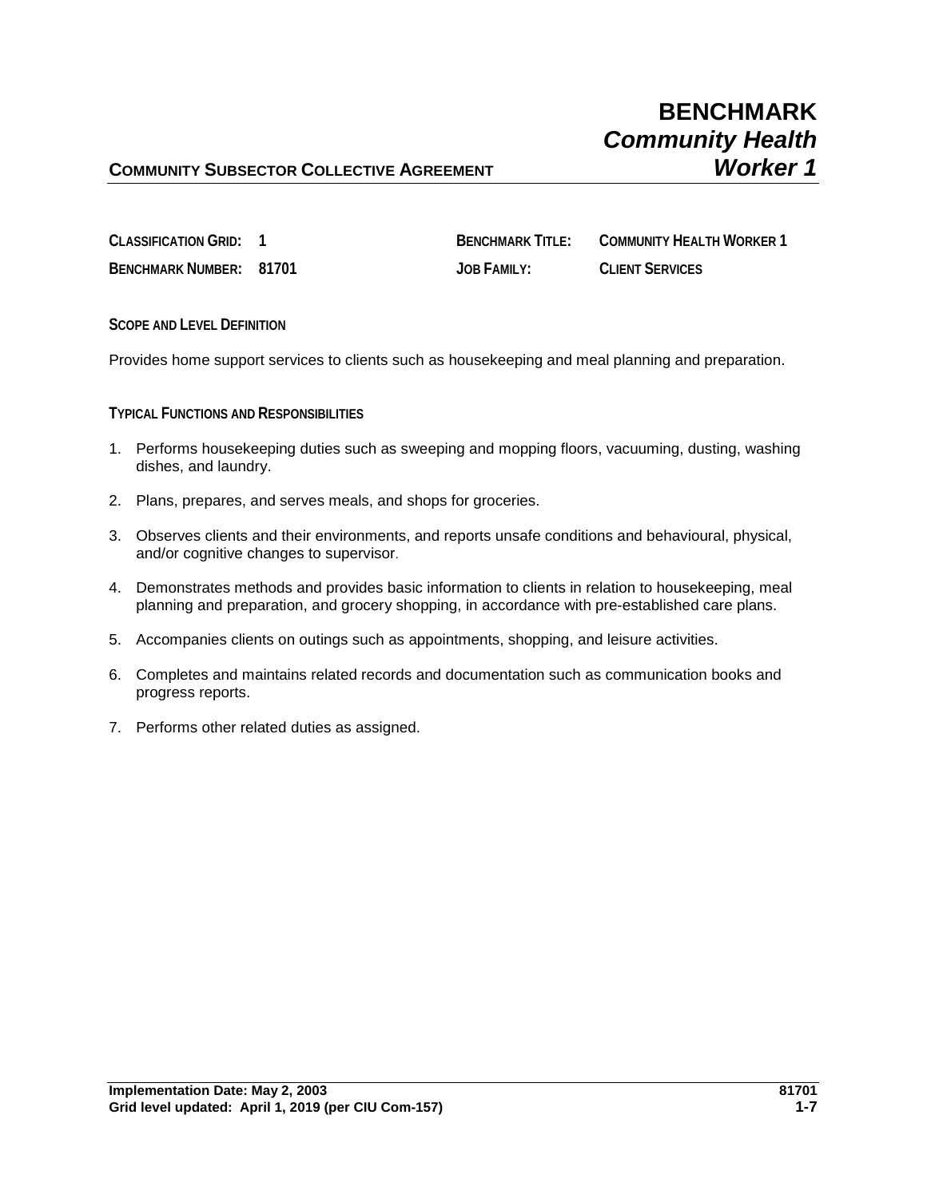**COMMUNITY SUBSECTOR COLLECTIVE AGREEMENT**

# BENCHMARK
## *Community Health Worker 1*

**CLASSIFICATION GRID:** 1

**BENCHMARK NUMBER:** 81701

**BENCHMARK TITLE:** COMMUNITY HEALTH WORKER 1

**JOB FAMILY:** CLIENT SERVICES

### SCOPE AND LEVEL DEFINITION

Provides home support services to clients such as housekeeping and meal planning and preparation.

### TYPICAL FUNCTIONS AND RESPONSIBILITIES

1. Performs housekeeping duties such as sweeping and mopping floors, vacuuming, dusting, washing dishes, and laundry.
2. Plans, prepares, and serves meals, and shops for groceries.
3. Observes clients and their environments, and reports unsafe conditions and behavioural, physical, and/or cognitive changes to supervisor.
4. Demonstrates methods and provides basic information to clients in relation to housekeeping, meal planning and preparation, and grocery shopping, in accordance with pre-established care plans.
5. Accompanies clients on outings such as appointments, shopping, and leisure activities.
6. Completes and maintains related records and documentation such as communication books and progress reports.
7. Performs other related duties as assigned.

**Implementation Date: May 2, 2003**
**Grid level updated: April 1, 2019 (per CIU Com-157)**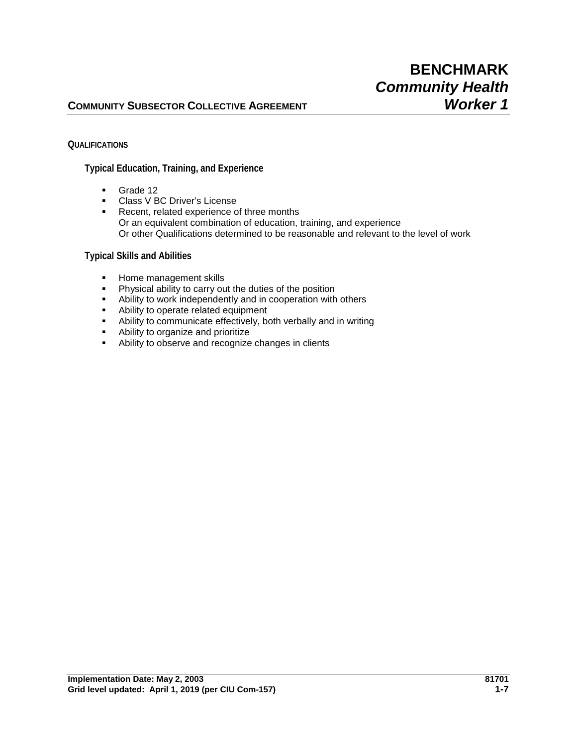## QUALIFICATIONS

### Typical Education, Training, and Experience

- Grade 12
- Class V BC Driver's License
- Recent, related experience of three months
  Or an equivalent combination of education, training, and experience
  Or other Qualifications determined to be reasonable and relevant to the level of work

### Typical Skills and Abilities

- Home management skills
- Physical ability to carry out the duties of the position
- Ability to work independently and in cooperation with others
- Ability to operate related equipment
- Ability to communicate effectively, both verbally and in writing
- Ability to organize and prioritize
- Ability to observe and recognize changes in clients